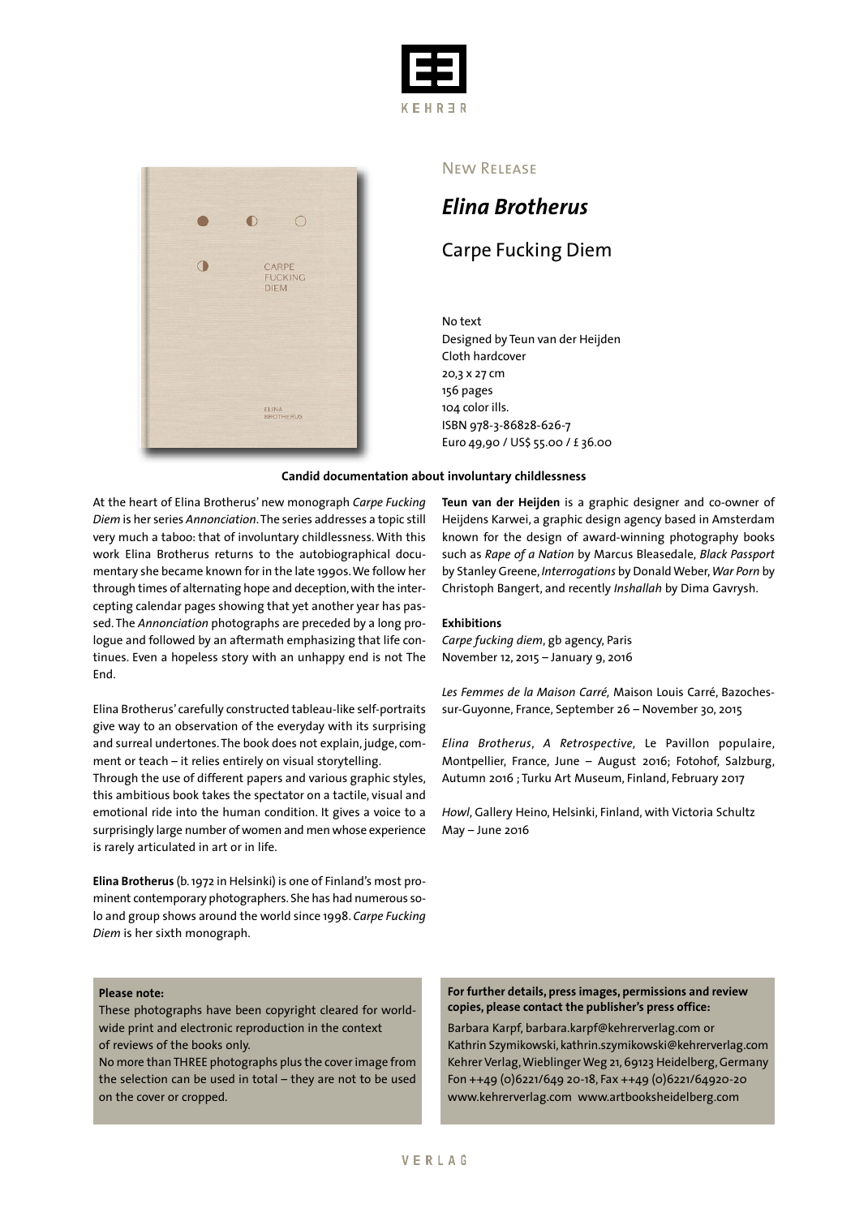KEHRER

New Release

# *Elina Brotherus*

## Carpe Fucking Diem

No text
Designed by Teun van der Heijden
Cloth hardcover
20,3 x 27 cm
156 pages
104 color ills.
ISBN 978-3-86828-626-7
Euro 49,90 / US$ 55.00 / £ 36.00

**Candid documentation about involuntary childlessness**

At the heart of Elina Brotherus' new monograph *Carpe Fucking Diem* is her series *Annonciation*. The series addresses a topic still very much a taboo: that of involuntary childlessness. With this work Elina Brotherus returns to the autobiographical documentary she became known for in the late 1990s. We follow her through times of alternating hope and deception, with the intercepting calendar pages showing that yet another year has passed. The *Annonciation* photographs are preceded by a long prologue and followed by an aftermath emphasizing that life continues. Even a hopeless story with an unhappy end is not The End.

Elina Brotherus' carefully constructed tableau-like self-portraits give way to an observation of the everyday with its surprising and surreal undertones. The book does not explain, judge, comment or teach – it relies entirely on visual storytelling.
Through the use of different papers and various graphic styles, this ambitious book takes the spectator on a tactile, visual and emotional ride into the human condition. It gives a voice to a surprisingly large number of women and men whose experience is rarely articulated in art or in life.

**Elina Brotherus** (b. 1972 in Helsinki) is one of Finland's most prominent contemporary photographers. She has had numerous solo and group shows around the world since 1998. *Carpe Fucking Diem* is her sixth monograph.

**Teun van der Heijden** is a graphic designer and co-owner of Heijdens Karwei, a graphic design agency based in Amsterdam known for the design of award-winning photography books such as *Rape of a Nation* by Marcus Bleasedale, *Black Passport* by Stanley Greene, *Interrogations* by Donald Weber, *War Porn* by Christoph Bangert, and recently *Inshallah* by Dima Gavrysh.

**Exhibitions**

*Carpe fucking diem*, gb agency, Paris
November 12, 2015 – January 9, 2016

*Les Femmes de la Maison Carré,* Maison Louis Carré, Bazoches-sur-Guyonne, France, September 26 – November 30, 2015

*Elina Brotherus, A Retrospective,* Le Pavillon populaire, Montpellier, France, June – August 2016; Fotohof, Salzburg, Autumn 2016 ; Turku Art Museum, Finland, February 2017

*Howl*, Gallery Heino, Helsinki, Finland, with Victoria Schultz
May – June 2016

**Please note:**
These photographs have been copyright cleared for worldwide print and electronic reproduction in the context of reviews of the books only.
No more than THREE photographs plus the cover image from the selection can be used in total – they are not to be used on the cover or cropped.

**For further details, press images, permissions and review copies, please contact the publisher's press office:**
Barbara Karpf, barbara.karpf@kehrerverlag.com or
Kathrin Szymikowski, kathrin.szymikowski@kehrerverlag.com
Kehrer Verlag, Wieblinger Weg 21, 69123 Heidelberg, Germany
Fon ++49 (0)6221/649 20-18, Fax ++49 (0)6221/64920-20
www.kehrerverlag.com www.artbooksheidelberg.com

VERLAG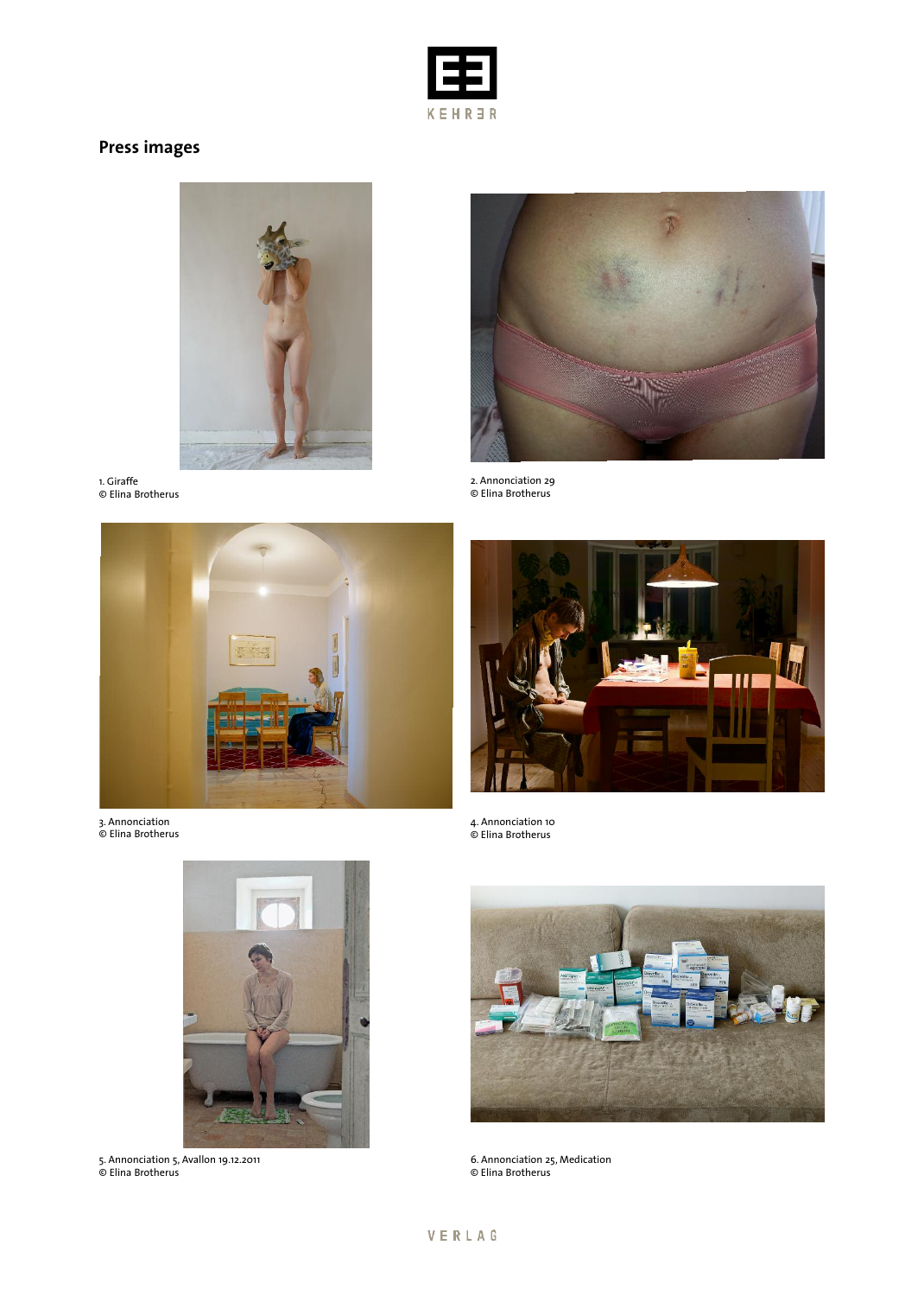KEHRER

## Press images

1. Giraffe
© Elina Brotherus

2. Annonciation 29
© Elina Brotherus

3. Annonciation
© Elina Brotherus

4. Annonciation 10
© Elina Brotherus

5. Annonciation 5, Avallon 19.12.2011
© Elina Brotherus

6. Annonciation 25, Medication
© Elina Brotherus

VERLAG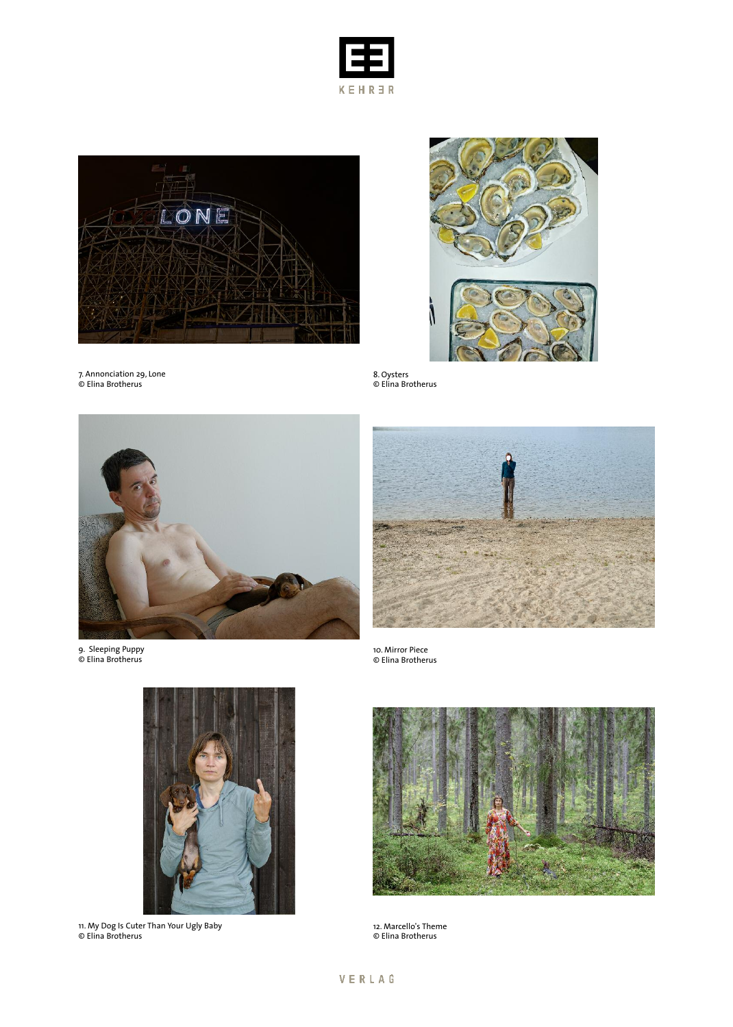7. Annonciation 29, Lone
© Elina Brotherus

8. Oysters
© Elina Brotherus

9. Sleeping Puppy
© Elina Brotherus

10. Mirror Piece
© Elina Brotherus

11. My Dog Is Cuter Than Your Ugly Baby
© Elina Brotherus

12. Marcello's Theme
© Elina Brotherus